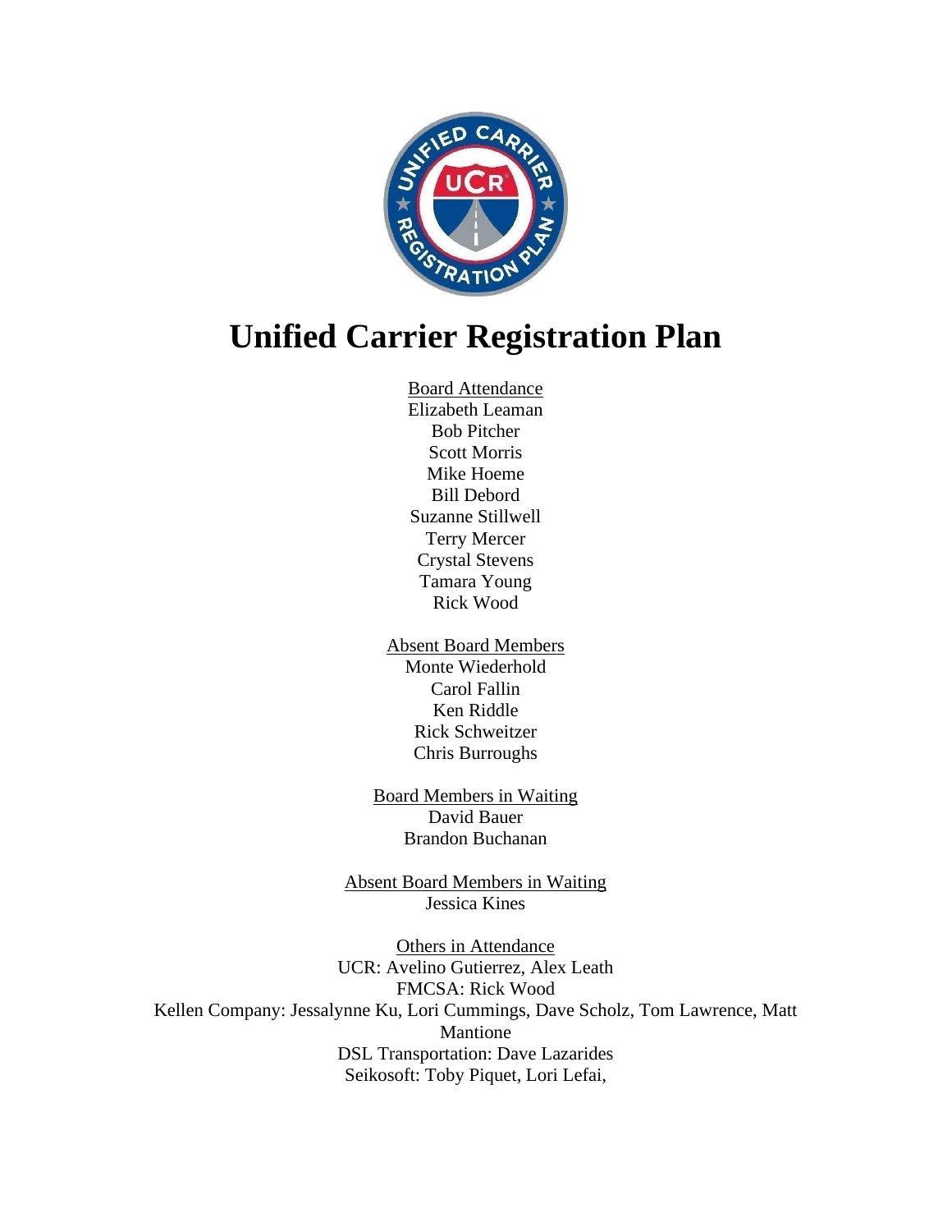# Unified Carrier Registration Plan

Board Attendance
Elizabeth Leaman
Bob Pitcher
Scott Morris
Mike Hoeme
Bill Debord
Suzanne Stillwell
Terry Mercer
Crystal Stevens
Tamara Young
Rick Wood

Absent Board Members
Monte Wiederhold
Carol Fallin
Ken Riddle
Rick Schweitzer
Chris Burroughs

Board Members in Waiting
David Bauer
Brandon Buchanan

Absent Board Members in Waiting
Jessica Kines

Others in Attendance
UCR: Avelino Gutierrez, Alex Leath
FMCSA: Rick Wood
Kellen Company: Jessalynne Ku, Lori Cummings, Dave Scholz, Tom Lawrence, Matt Mantione
DSL Transportation: Dave Lazarides
Seikosoft: Toby Piquet, Lori Lefai,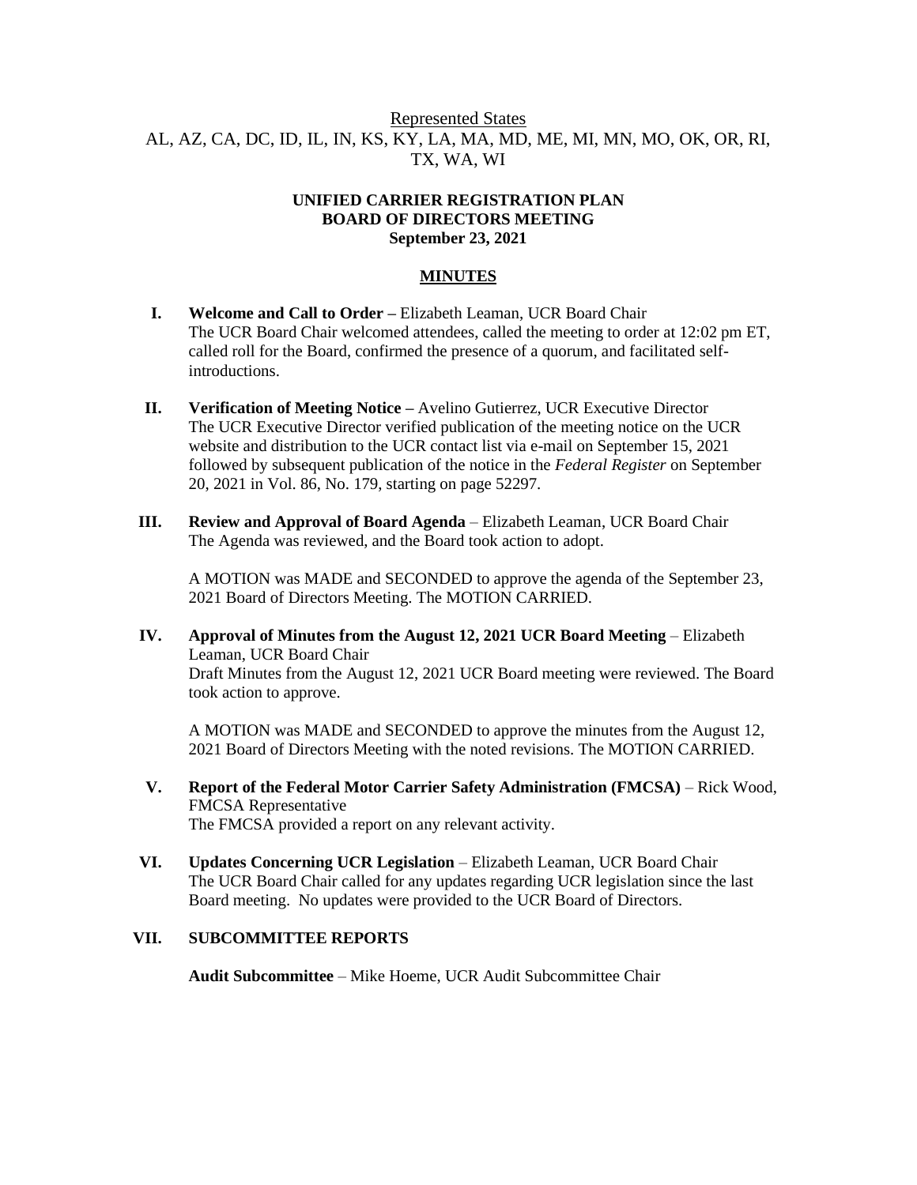Represented States

AL, AZ, CA, DC, ID, IL, IN, KS, KY, LA, MA, MD, ME, MI, MN, MO, OK, OR, RI, TX, WA, WI

**UNIFIED CARRIER REGISTRATION PLAN**
**BOARD OF DIRECTORS MEETING**
**September 23, 2021**

## MINUTES

**I. Welcome and Call to Order –** Elizabeth Leaman, UCR Board Chair
The UCR Board Chair welcomed attendees, called the meeting to order at 12:02 pm ET, called roll for the Board, confirmed the presence of a quorum, and facilitated self-introductions.

**II. Verification of Meeting Notice –** Avelino Gutierrez, UCR Executive Director
The UCR Executive Director verified publication of the meeting notice on the UCR website and distribution to the UCR contact list via e-mail on September 15, 2021 followed by subsequent publication of the notice in the *Federal Register* on September 20, 2021 in Vol. 86, No. 179, starting on page 52297.

**III. Review and Approval of Board Agenda** – Elizabeth Leaman, UCR Board Chair
The Agenda was reviewed, and the Board took action to adopt.

A MOTION was MADE and SECONDED to approve the agenda of the September 23, 2021 Board of Directors Meeting. The MOTION CARRIED.

**IV. Approval of Minutes from the August 12, 2021 UCR Board Meeting** – Elizabeth Leaman, UCR Board Chair
Draft Minutes from the August 12, 2021 UCR Board meeting were reviewed. The Board took action to approve.

A MOTION was MADE and SECONDED to approve the minutes from the August 12, 2021 Board of Directors Meeting with the noted revisions. The MOTION CARRIED.

**V. Report of the Federal Motor Carrier Safety Administration (FMCSA)** – Rick Wood, FMCSA Representative
The FMCSA provided a report on any relevant activity.

**VI. Updates Concerning UCR Legislation** – Elizabeth Leaman, UCR Board Chair
The UCR Board Chair called for any updates regarding UCR legislation since the last Board meeting. No updates were provided to the UCR Board of Directors.

**VII. SUBCOMMITTEE REPORTS**

**Audit Subcommittee** – Mike Hoeme, UCR Audit Subcommittee Chair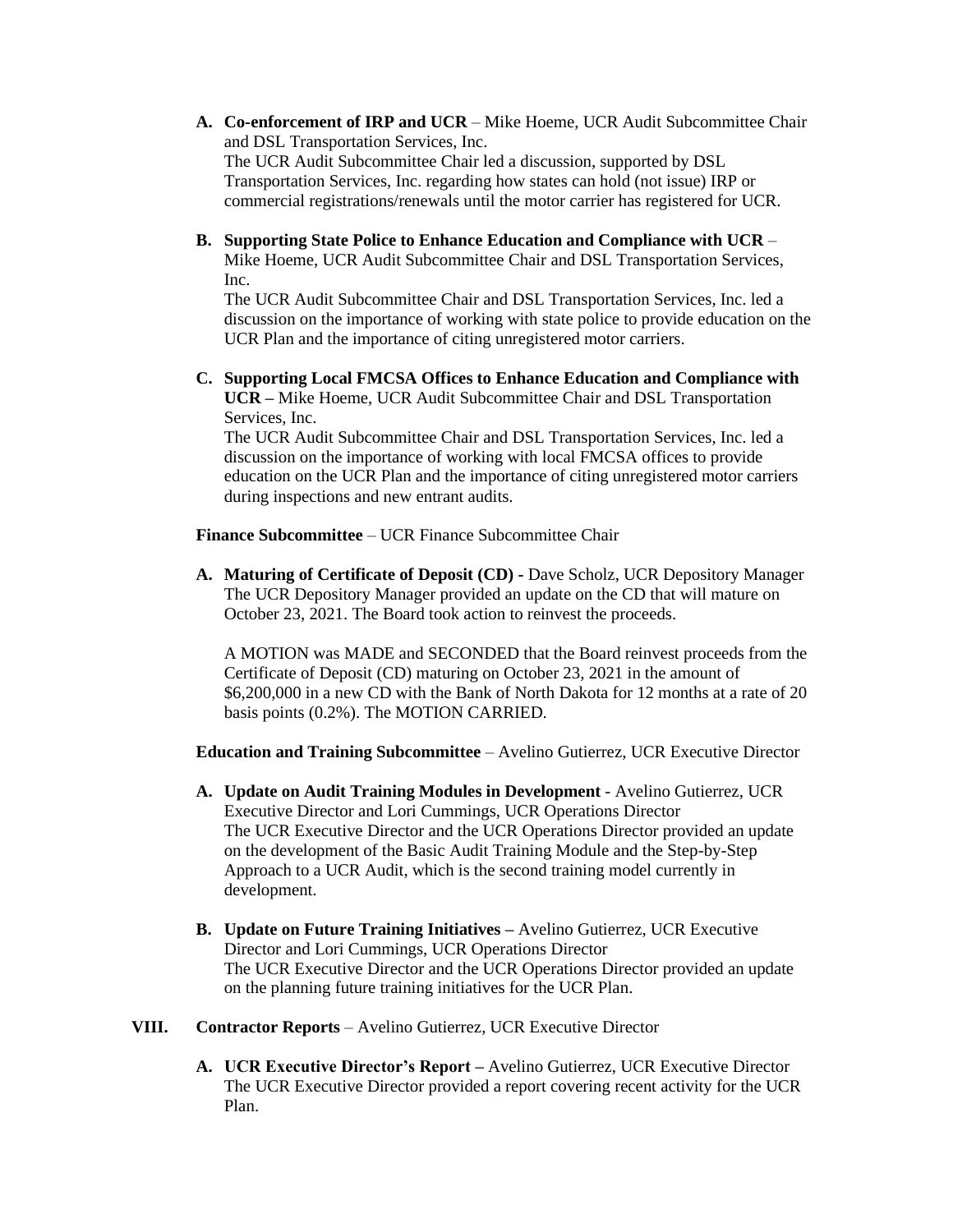A. **Co-enforcement of IRP and UCR** – Mike Hoeme, UCR Audit Subcommittee Chair and DSL Transportation Services, Inc.
The UCR Audit Subcommittee Chair led a discussion, supported by DSL Transportation Services, Inc. regarding how states can hold (not issue) IRP or commercial registrations/renewals until the motor carrier has registered for UCR.

B. **Supporting State Police to Enhance Education and Compliance with UCR** – Mike Hoeme, UCR Audit Subcommittee Chair and DSL Transportation Services, Inc.
The UCR Audit Subcommittee Chair and DSL Transportation Services, Inc. led a discussion on the importance of working with state police to provide education on the UCR Plan and the importance of citing unregistered motor carriers.

C. **Supporting Local FMCSA Offices to Enhance Education and Compliance with UCR –** Mike Hoeme, UCR Audit Subcommittee Chair and DSL Transportation Services, Inc.
The UCR Audit Subcommittee Chair and DSL Transportation Services, Inc. led a discussion on the importance of working with local FMCSA offices to provide education on the UCR Plan and the importance of citing unregistered motor carriers during inspections and new entrant audits.

**Finance Subcommittee** – UCR Finance Subcommittee Chair

A. **Maturing of Certificate of Deposit (CD) -** Dave Scholz, UCR Depository Manager
The UCR Depository Manager provided an update on the CD that will mature on October 23, 2021. The Board took action to reinvest the proceeds.

A MOTION was MADE and SECONDED that the Board reinvest proceeds from the Certificate of Deposit (CD) maturing on October 23, 2021 in the amount of $6,200,000 in a new CD with the Bank of North Dakota for 12 months at a rate of 20 basis points (0.2%). The MOTION CARRIED.

**Education and Training Subcommittee** – Avelino Gutierrez, UCR Executive Director

A. **Update on Audit Training Modules in Development** - Avelino Gutierrez, UCR Executive Director and Lori Cummings, UCR Operations Director
The UCR Executive Director and the UCR Operations Director provided an update on the development of the Basic Audit Training Module and the Step-by-Step Approach to a UCR Audit, which is the second training model currently in development.

B. **Update on Future Training Initiatives –** Avelino Gutierrez, UCR Executive Director and Lori Cummings, UCR Operations Director
The UCR Executive Director and the UCR Operations Director provided an update on the planning future training initiatives for the UCR Plan.

## VIII. **Contractor Reports** – Avelino Gutierrez, UCR Executive Director

A. **UCR Executive Director's Report –** Avelino Gutierrez, UCR Executive Director
The UCR Executive Director provided a report covering recent activity for the UCR Plan.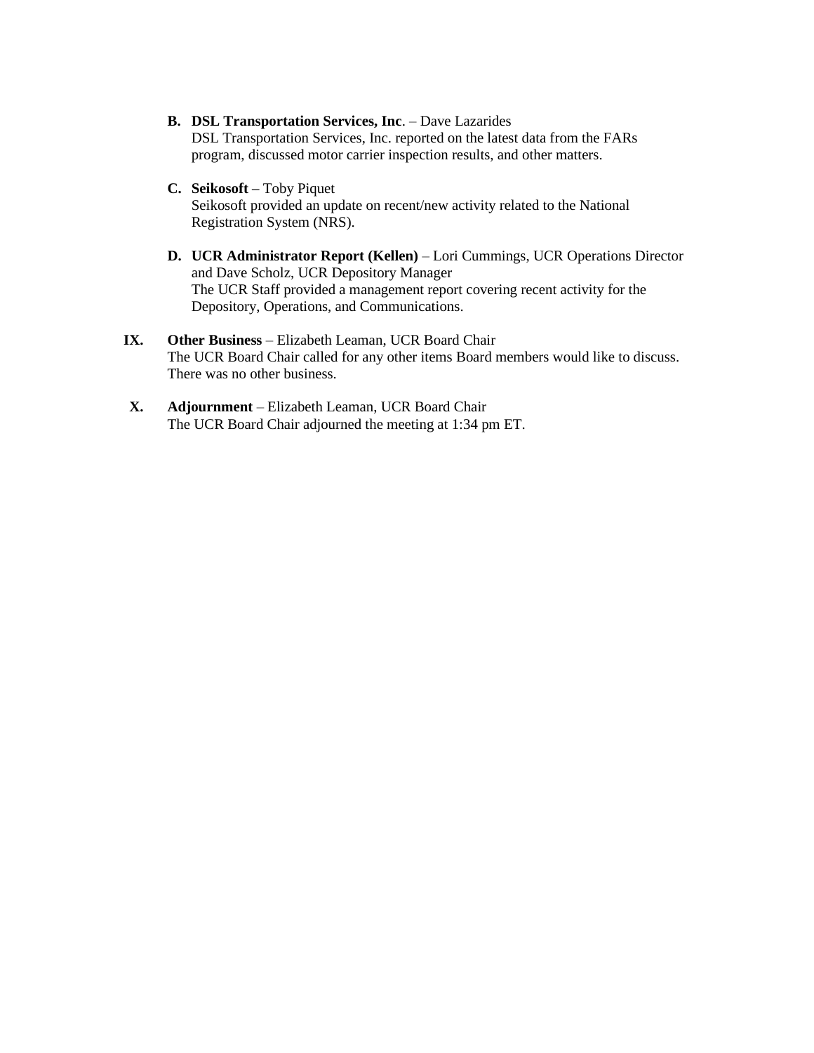B. **DSL Transportation Services, Inc**. – Dave Lazarides
   DSL Transportation Services, Inc. reported on the latest data from the FARs program, discussed motor carrier inspection results, and other matters.

C. **Seikosoft –** Toby Piquet
   Seikosoft provided an update on recent/new activity related to the National Registration System (NRS).

D. **UCR Administrator Report (Kellen)** – Lori Cummings, UCR Operations Director and Dave Scholz, UCR Depository Manager
   The UCR Staff provided a management report covering recent activity for the Depository, Operations, and Communications.

**IX. Other Business** – Elizabeth Leaman, UCR Board Chair
The UCR Board Chair called for any other items Board members would like to discuss. There was no other business.

**X. Adjournment** – Elizabeth Leaman, UCR Board Chair
The UCR Board Chair adjourned the meeting at 1:34 pm ET.